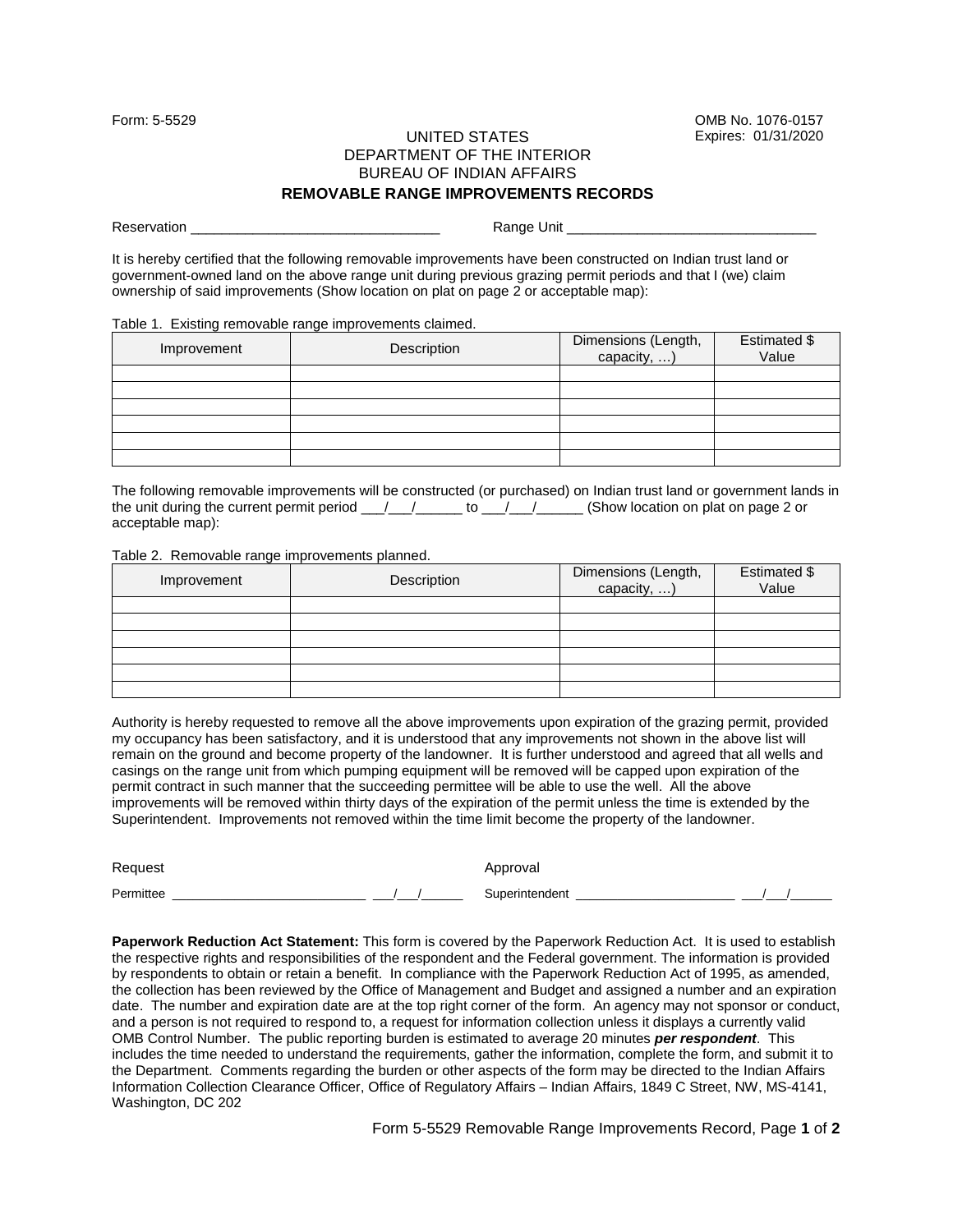Form: 5-5529

OMB No. 1076-0157
Expires: 01/31/2020

UNITED STATES
DEPARTMENT OF THE INTERIOR
BUREAU OF INDIAN AFFAIRS

**REMOVABLE RANGE IMPROVEMENTS RECORDS**

Reservation ________________________________ Range Unit ________________________________

It is hereby certified that the following removable improvements have been constructed on Indian trust land or government-owned land on the above range unit during previous grazing permit periods and that I (we) claim ownership of said improvements (Show location on plat on page 2 or acceptable map):

Table 1. Existing removable range improvements claimed.

| Improvement | Description | Dimensions (Length, capacity, …) | Estimated $ Value |
|---|---|---|---|
| | | | |
| | | | |
| | | | |
| | | | |
| | | | |
| | | | |

The following removable improvements will be constructed (or purchased) on Indian trust land or government lands in the unit during the current permit period ___/___/______ to ___/___/______ (Show location on plat on page 2 or acceptable map):

Table 2. Removable range improvements planned.

| Improvement | Description | Dimensions (Length, capacity, …) | Estimated $ Value |
|---|---|---|---|
| | | | |
| | | | |
| | | | |
| | | | |
| | | | |
| | | | |

Authority is hereby requested to remove all the above improvements upon expiration of the grazing permit, provided my occupancy has been satisfactory, and it is understood that any improvements not shown in the above list will remain on the ground and become property of the landowner. It is further understood and agreed that all wells and casings on the range unit from which pumping equipment will be removed will be capped upon expiration of the permit contract in such manner that the succeeding permittee will be able to use the well. All the above improvements will be removed within thirty days of the expiration of the permit unless the time is extended by the Superintendent. Improvements not removed within the time limit become the property of the landowner.

Request

Permittee ___________________________ ___/___/______

Approval

Superintendent ______________________ ___/___/______

**Paperwork Reduction Act Statement:** This form is covered by the Paperwork Reduction Act. It is used to establish the respective rights and responsibilities of the respondent and the Federal government. The information is provided by respondents to obtain or retain a benefit. In compliance with the Paperwork Reduction Act of 1995, as amended, the collection has been reviewed by the Office of Management and Budget and assigned a number and an expiration date. The number and expiration date are at the top right corner of the form. An agency may not sponsor or conduct, and a person is not required to respond to, a request for information collection unless it displays a currently valid OMB Control Number. The public reporting burden is estimated to average 20 minutes ***per respondent***. This includes the time needed to understand the requirements, gather the information, complete the form, and submit it to the Department. Comments regarding the burden or other aspects of the form may be directed to the Indian Affairs Information Collection Clearance Officer, Office of Regulatory Affairs – Indian Affairs, 1849 C Street, NW, MS-4141, Washington, DC 202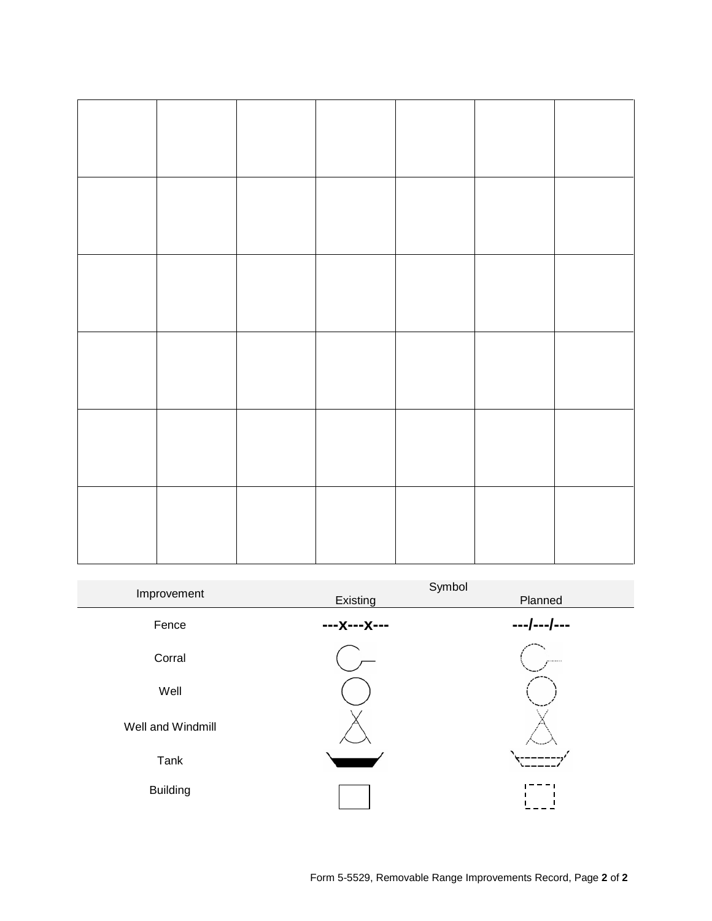| | | | | | | |
|---|---|---|---|---|---|---|
| | | | | | | |
| | | | | | | |
| | | | | | | |
| | | | | | | |
| | | | | | | |
| | | | | | | |

| Improvement | Symbol | |
|---|---|---|
| | Existing | Planned |
| Fence | ---x---x--- | ---/---/--- |
| Corral | | |
| Well | | |
| Well and Windmill | | |
| Tank | | |
| Building | | |